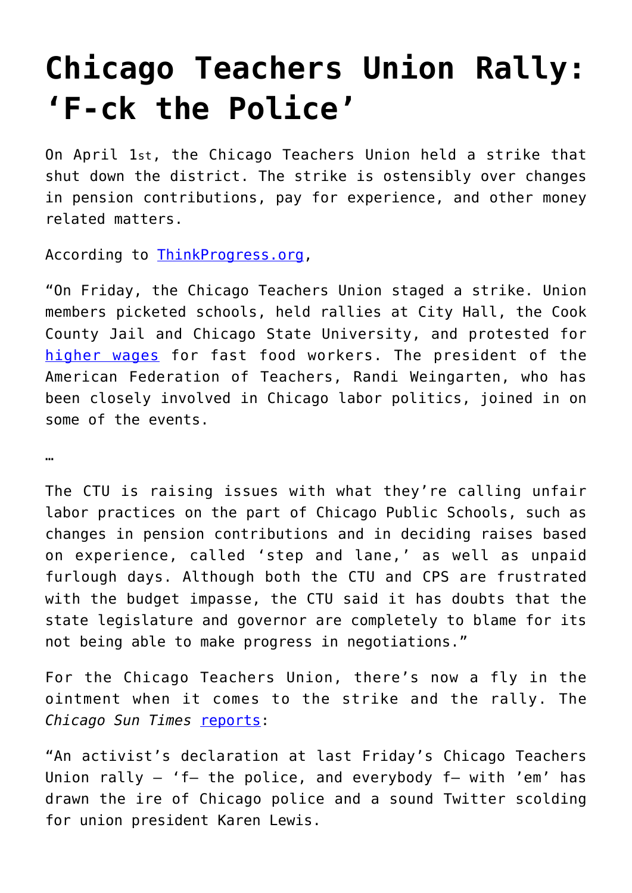# Chicago Teachers Union Rally: 'F-ck the Police'

On April 1st, the Chicago Teachers Union held a strike that shut down the district. The strike is ostensibly over changes in pension contributions, pay for experience, and other money related matters.

According to [ThinkProgress.org](ThinkProgress.org),

"On Friday, the Chicago Teachers Union staged a strike. Union members picketed schools, held rallies at City Hall, the Cook County Jail and Chicago State University, and protested for [higher wages](higher wages) for fast food workers. The president of the American Federation of Teachers, Randi Weingarten, who has been closely involved in Chicago labor politics, joined in on some of the events.

…

The CTU is raising issues with what they're calling unfair labor practices on the part of Chicago Public Schools, such as changes in pension contributions and in deciding raises based on experience, called 'step and lane,' as well as unpaid furlough days. Although both the CTU and CPS are frustrated with the budget impasse, the CTU said it has doubts that the state legislature and governor are completely to blame for its not being able to make progress in negotiations."

For the Chicago Teachers Union, there's now a fly in the ointment when it comes to the strike and the rally. The *Chicago Sun Times* [reports](reports):

"An activist's declaration at last Friday's Chicago Teachers Union rally — 'f— the police, and everybody f— with 'em' has drawn the ire of Chicago police and a sound Twitter scolding for union president Karen Lewis.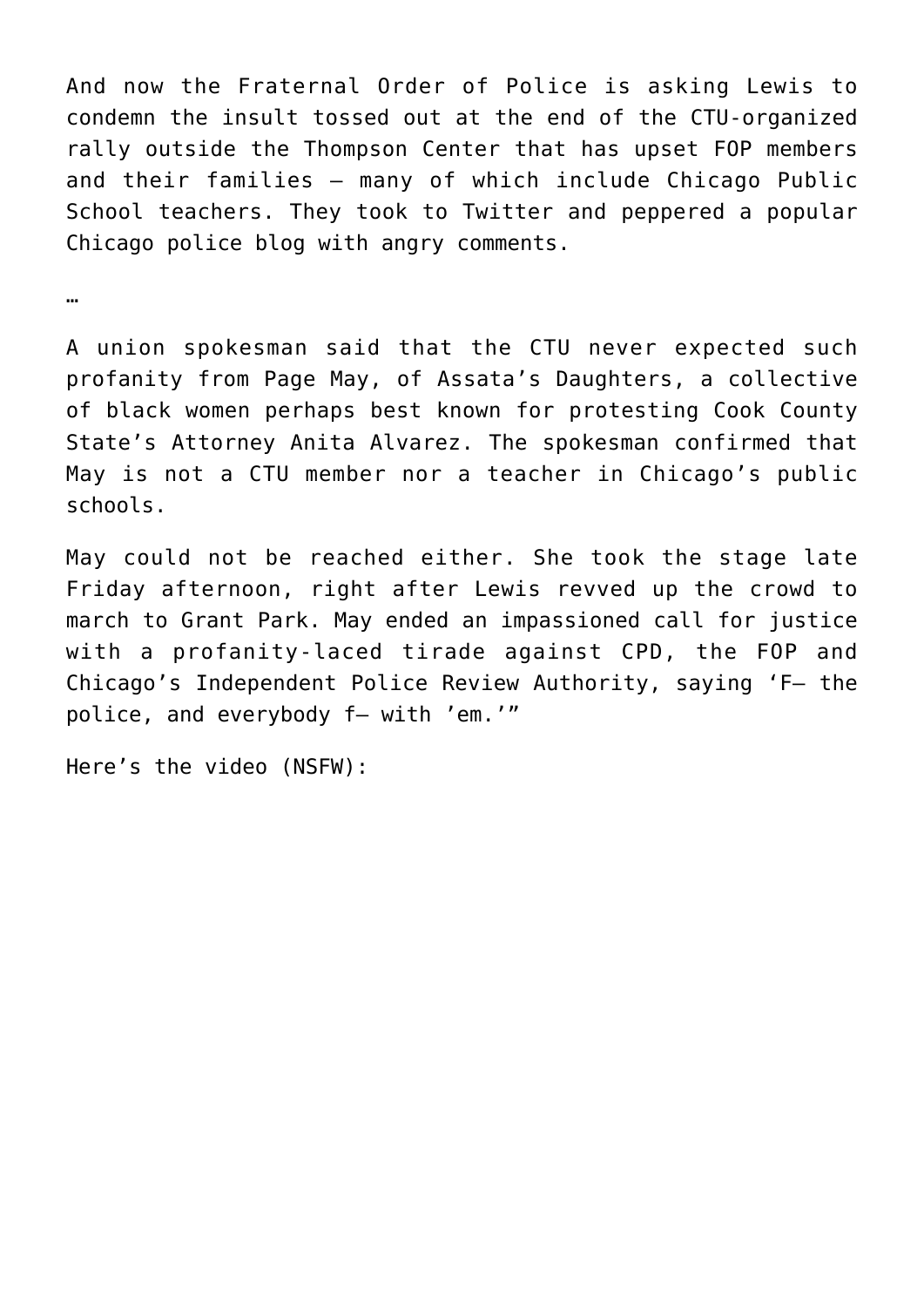And now the Fraternal Order of Police is asking Lewis to condemn the insult tossed out at the end of the CTU-organized rally outside the Thompson Center that has upset FOP members and their families — many of which include Chicago Public School teachers. They took to Twitter and peppered a popular Chicago police blog with angry comments.

…

A union spokesman said that the CTU never expected such profanity from Page May, of Assata's Daughters, a collective of black women perhaps best known for protesting Cook County State's Attorney Anita Alvarez. The spokesman confirmed that May is not a CTU member nor a teacher in Chicago's public schools.

May could not be reached either. She took the stage late Friday afternoon, right after Lewis revved up the crowd to march to Grant Park. May ended an impassioned call for justice with a profanity-laced tirade against CPD, the FOP and Chicago's Independent Police Review Authority, saying 'F— the police, and everybody f— with 'em.'"

Here's the video (NSFW):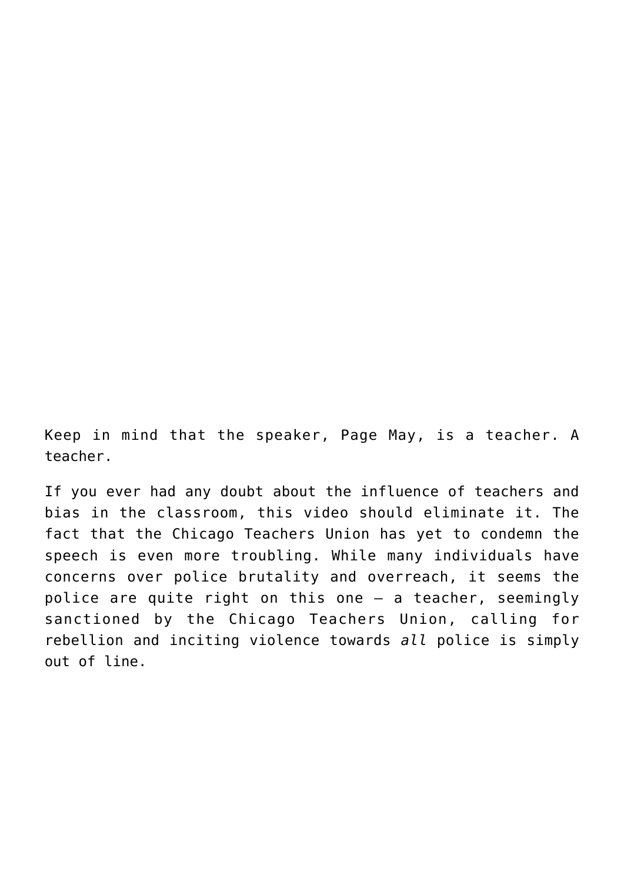Keep in mind that the speaker, Page May, is a teacher. A teacher.

If you ever had any doubt about the influence of teachers and bias in the classroom, this video should eliminate it. The fact that the Chicago Teachers Union has yet to condemn the speech is even more troubling. While many individuals have concerns over police brutality and overreach, it seems the police are quite right on this one – a teacher, seemingly sanctioned by the Chicago Teachers Union, calling for rebellion and inciting violence towards *all* police is simply out of line.